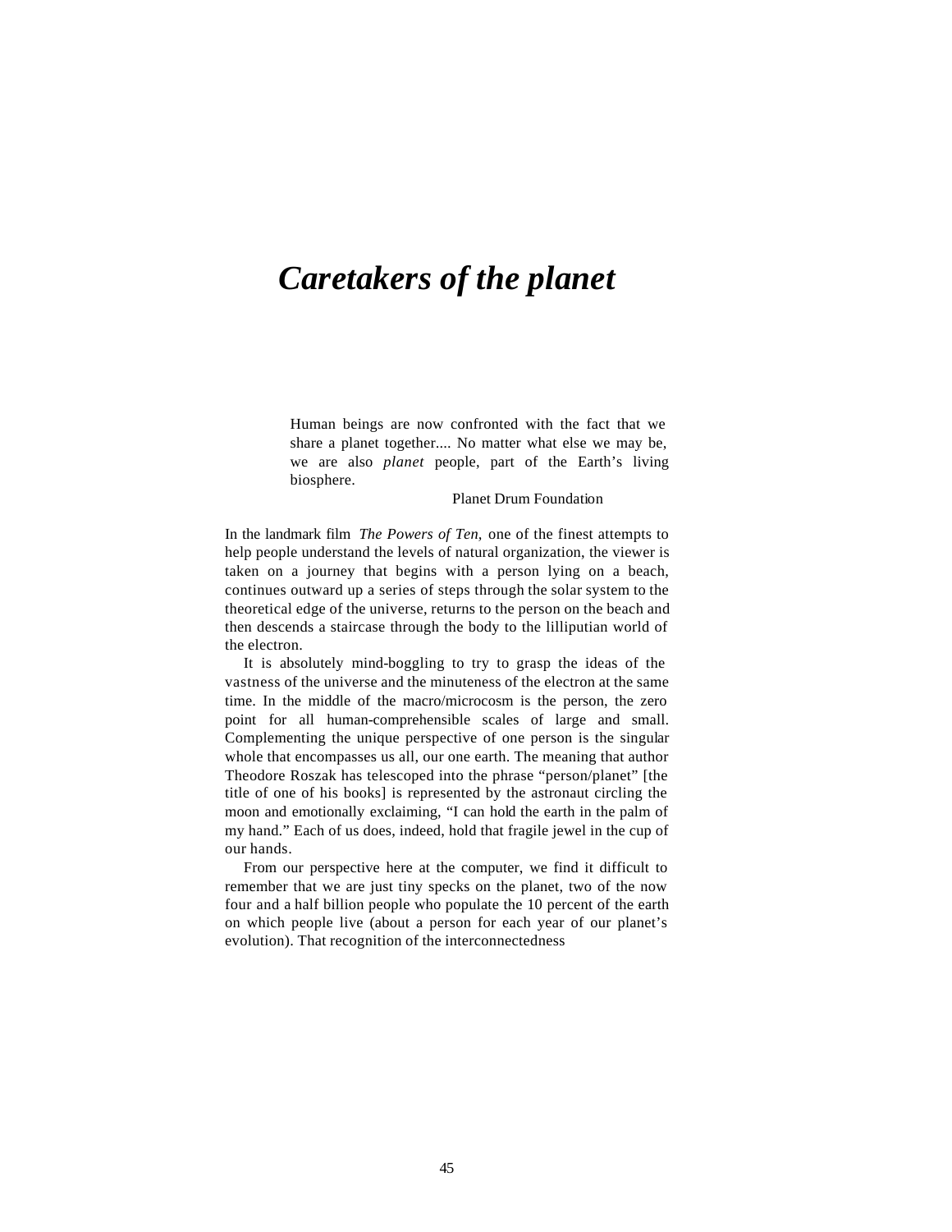# *Caretakers of the planet*

> Human beings are now confronted with the fact that we share a planet together.... No matter what else we may be, we are also *planet* people, part of the Earth's living biosphere.
>
> Planet Drum Foundation

In the landmark film *The Powers of Ten,* one of the finest attempts to help people understand the levels of natural organization, the viewer is taken on a journey that begins with a person lying on a beach, continues outward up a series of steps through the solar system to the theoretical edge of the universe, returns to the person on the beach and then descends a staircase through the body to the lilliputian world of the electron.

It is absolutely mind-boggling to try to grasp the ideas of the vastness of the universe and the minuteness of the electron at the same time. In the middle of the macro/microcosm is the person, the zero point for all human-comprehensible scales of large and small. Complementing the unique perspective of one person is the singular whole that encompasses us all, our one earth. The meaning that author Theodore Roszak has telescoped into the phrase "person/planet" [the title of one of his books] is represented by the astronaut circling the moon and emotionally exclaiming, "I can hold the earth in the palm of my hand." Each of us does, indeed, hold that fragile jewel in the cup of our hands.

From our perspective here at the computer, we find it difficult to remember that we are just tiny specks on the planet, two of the now four and a half billion people who populate the 10 percent of the earth on which people live (about a person for each year of our planet's evolution). That recognition of the interconnectedness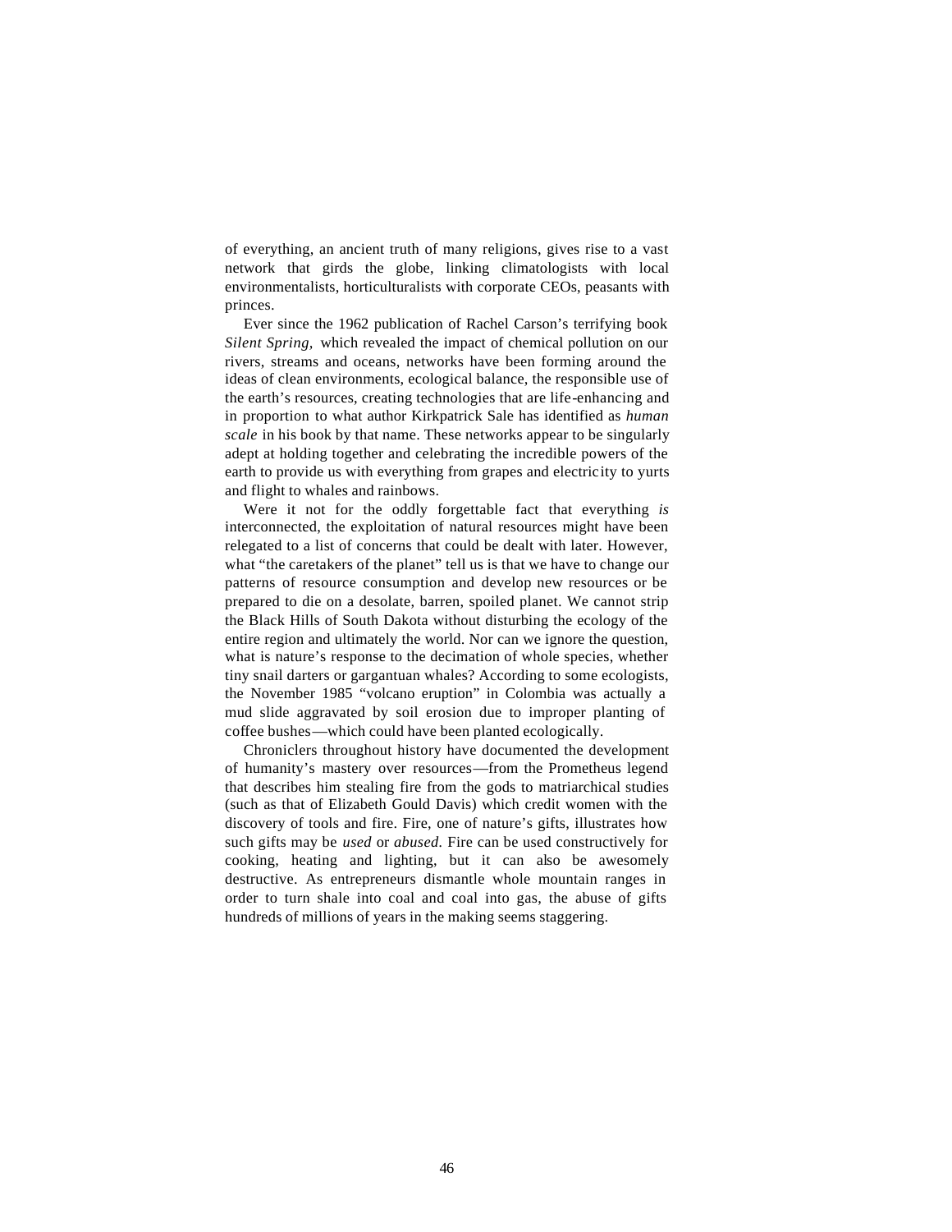of everything, an ancient truth of many religions, gives rise to a vast network that girds the globe, linking climatologists with local environmentalists, horticulturalists with corporate CEOs, peasants with princes.

Ever since the 1962 publication of Rachel Carson's terrifying book *Silent Spring,* which revealed the impact of chemical pollution on our rivers, streams and oceans, networks have been forming around the ideas of clean environments, ecological balance, the responsible use of the earth's resources, creating technologies that are life-enhancing and in proportion to what author Kirkpatrick Sale has identified as *human scale* in his book by that name. These networks appear to be singularly adept at holding together and celebrating the incredible powers of the earth to provide us with everything from grapes and electricity to yurts and flight to whales and rainbows.

Were it not for the oddly forgettable fact that everything *is* interconnected, the exploitation of natural resources might have been relegated to a list of concerns that could be dealt with later. However, what "the caretakers of the planet" tell us is that we have to change our patterns of resource consumption and develop new resources or be prepared to die on a desolate, barren, spoiled planet. We cannot strip the Black Hills of South Dakota without disturbing the ecology of the entire region and ultimately the world. Nor can we ignore the question, what is nature's response to the decimation of whole species, whether tiny snail darters or gargantuan whales? According to some ecologists, the November 1985 "volcano eruption" in Colombia was actually a mud slide aggravated by soil erosion due to improper planting of coffee bushes—which could have been planted ecologically.

Chroniclers throughout history have documented the development of humanity's mastery over resources—from the Prometheus legend that describes him stealing fire from the gods to matriarchical studies (such as that of Elizabeth Gould Davis) which credit women with the discovery of tools and fire. Fire, one of nature's gifts, illustrates how such gifts may be *used* or *abused.* Fire can be used constructively for cooking, heating and lighting, but it can also be awesomely destructive. As entrepreneurs dismantle whole mountain ranges in order to turn shale into coal and coal into gas, the abuse of gifts hundreds of millions of years in the making seems staggering.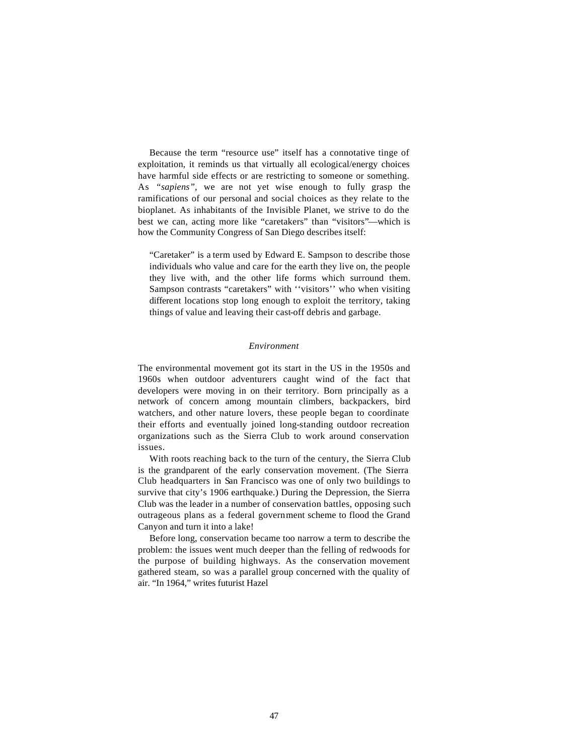Because the term "resource use" itself has a connotative tinge of exploitation, it reminds us that virtually all ecological/energy choices have harmful side effects or are restricting to someone or something. As "*sapiens*", we are not yet wise enough to fully grasp the ramifications of our personal and social choices as they relate to the bioplanet. As inhabitants of the Invisible Planet, we strive to do the best we can, acting more like "caretakers" than "visitors"—which is how the Community Congress of San Diego describes itself:

> "Caretaker" is a term used by Edward E. Sampson to describe those individuals who value and care for the earth they live on, the people they live with, and the other life forms which surround them. Sampson contrasts "caretakers" with ''visitors'' who when visiting different locations stop long enough to exploit the territory, taking things of value and leaving their cast-off debris and garbage.

### *Environment*

The environmental movement got its start in the US in the 1950s and 1960s when outdoor adventurers caught wind of the fact that developers were moving in on their territory. Born principally as a network of concern among mountain climbers, backpackers, bird watchers, and other nature lovers, these people began to coordinate their efforts and eventually joined long-standing outdoor recreation organizations such as the Sierra Club to work around conservation issues.

With roots reaching back to the turn of the century, the Sierra Club is the grandparent of the early conservation movement. (The Sierra Club headquarters in San Francisco was one of only two buildings to survive that city's 1906 earthquake.) During the Depression, the Sierra Club was the leader in a number of conservation battles, opposing such outrageous plans as a federal government scheme to flood the Grand Canyon and turn it into a lake!

Before long, conservation became too narrow a term to describe the problem: the issues went much deeper than the felling of redwoods for the purpose of building highways. As the conservation movement gathered steam, so was a parallel group concerned with the quality of air. "In 1964," writes futurist Hazel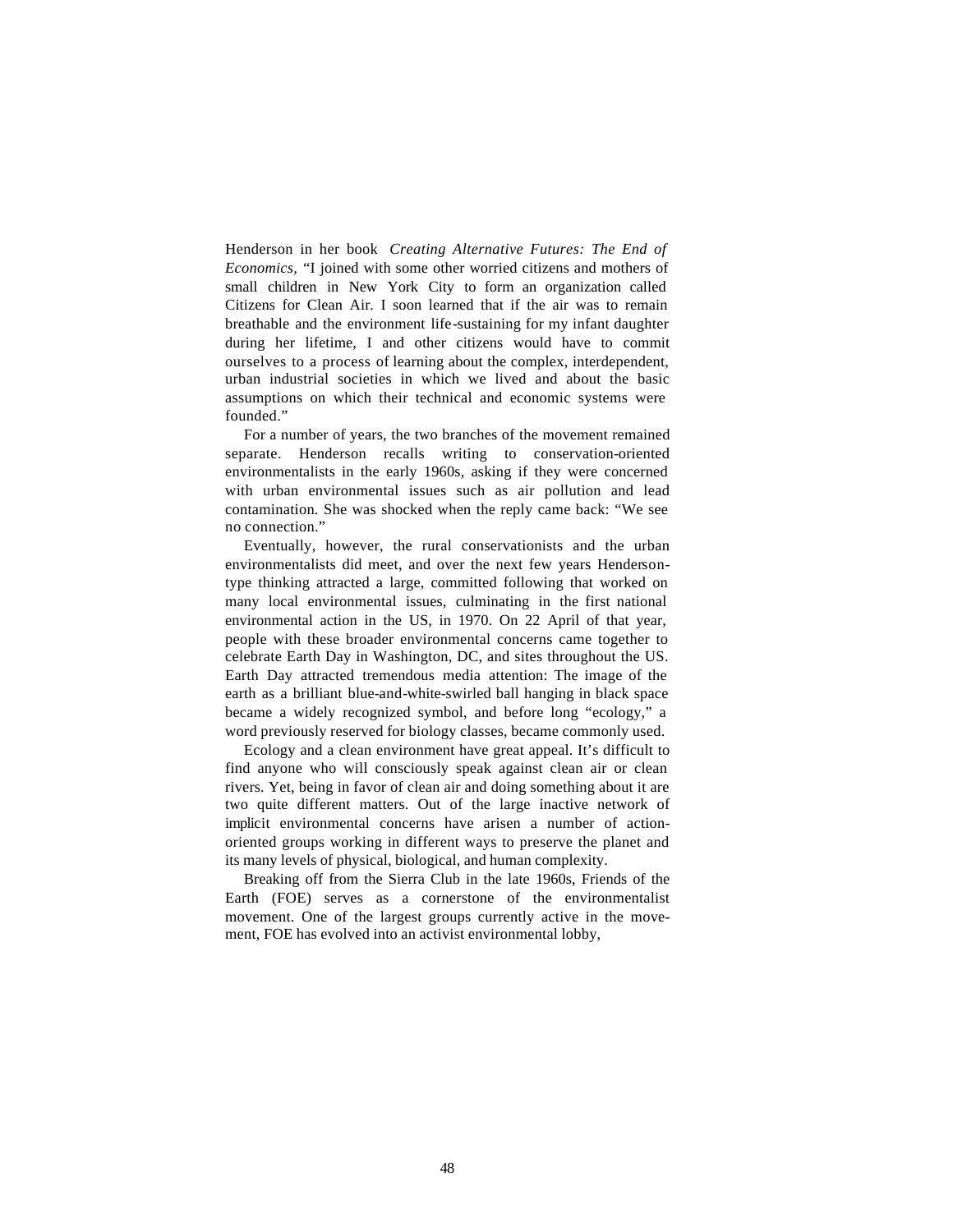Henderson in her book *Creating Alternative Futures: The End of Economics,* "I joined with some other worried citizens and mothers of small children in New York City to form an organization called Citizens for Clean Air. I soon learned that if the air was to remain breathable and the environment life-sustaining for my infant daughter during her lifetime, I and other citizens would have to commit ourselves to a process of learning about the complex, interdependent, urban industrial societies in which we lived and about the basic assumptions on which their technical and economic systems were founded."

For a number of years, the two branches of the movement remained separate. Henderson recalls writing to conservation-oriented environmentalists in the early 1960s, asking if they were concerned with urban environmental issues such as air pollution and lead contamination. She was shocked when the reply came back: "We see no connection."

Eventually, however, the rural conservationists and the urban environmentalists did meet, and over the next few years Henderson-type thinking attracted a large, committed following that worked on many local environmental issues, culminating in the first national environmental action in the US, in 1970. On 22 April of that year, people with these broader environmental concerns came together to celebrate Earth Day in Washington, DC, and sites throughout the US. Earth Day attracted tremendous media attention: The image of the earth as a brilliant blue-and-white-swirled ball hanging in black space became a widely recognized symbol, and before long "ecology," a word previously reserved for biology classes, became commonly used.

Ecology and a clean environment have great appeal. It's difficult to find anyone who will consciously speak against clean air or clean rivers. Yet, being in favor of clean air and doing something about it are two quite different matters. Out of the large inactive network of implicit environmental concerns have arisen a number of action-oriented groups working in different ways to preserve the planet and its many levels of physical, biological, and human complexity.

Breaking off from the Sierra Club in the late 1960s, Friends of the Earth (FOE) serves as a cornerstone of the environmentalist movement. One of the largest groups currently active in the movement, FOE has evolved into an activist environmental lobby,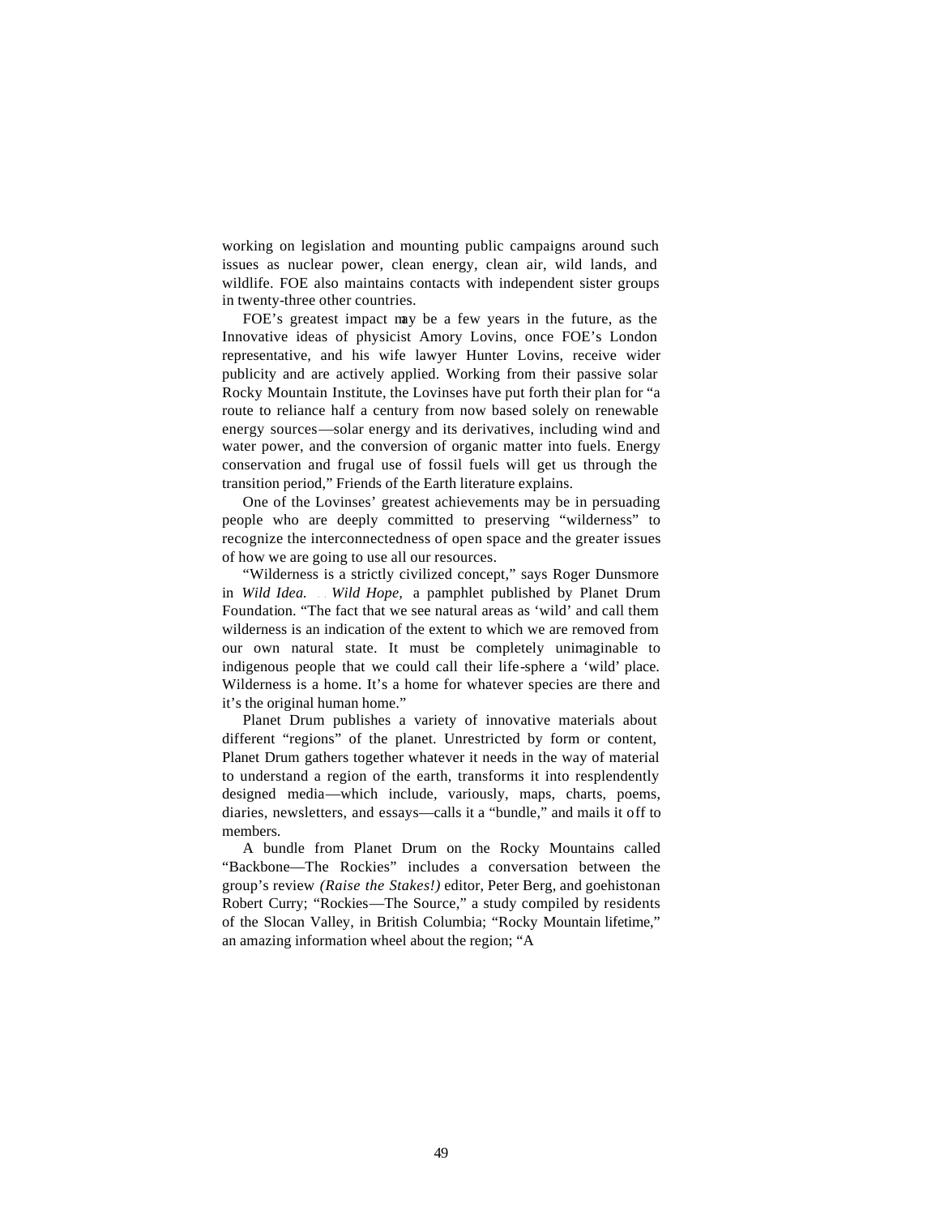working on legislation and mounting public campaigns around such issues as nuclear power, clean energy, clean air, wild lands, and wildlife. FOE also maintains contacts with independent sister groups in twenty-three other countries.

FOE's greatest impact may be a few years in the future, as the Innovative ideas of physicist Amory Lovins, once FOE's London representative, and his wife lawyer Hunter Lovins, receive wider publicity and are actively applied. Working from their passive solar Rocky Mountain Institute, the Lovinses have put forth their plan for "a route to reliance half a century from now based solely on renewable energy sources—solar energy and its derivatives, including wind and water power, and the conversion of organic matter into fuels. Energy conservation and frugal use of fossil fuels will get us through the transition period," Friends of the Earth literature explains.

One of the Lovinses' greatest achievements may be in persuading people who are deeply committed to preserving "wilderness" to recognize the interconnectedness of open space and the greater issues of how we are going to use all our resources.

"Wilderness is a strictly civilized concept," says Roger Dunsmore in *Wild Idea. . . Wild Hope,* a pamphlet published by Planet Drum Foundation. "The fact that we see natural areas as 'wild' and call them wilderness is an indication of the extent to which we are removed from our own natural state. It must be completely unimaginable to indigenous people that we could call their life-sphere a 'wild' place. Wilderness is a home. It's a home for whatever species are there and it's the original human home."

Planet Drum publishes a variety of innovative materials about different "regions" of the planet. Unrestricted by form or content, Planet Drum gathers together whatever it needs in the way of material to understand a region of the earth, transforms it into resplendently designed media—which include, variously, maps, charts, poems, diaries, newsletters, and essays—calls it a "bundle," and mails it off to members.

A bundle from Planet Drum on the Rocky Mountains called "Backbone—The Rockies" includes a conversation between the group's review *(Raise the Stakes!)* editor, Peter Berg, and goehistonan Robert Curry; "Rockies—The Source," a study compiled by residents of the Slocan Valley, in British Columbia; "Rocky Mountain lifetime," an amazing information wheel about the region; "A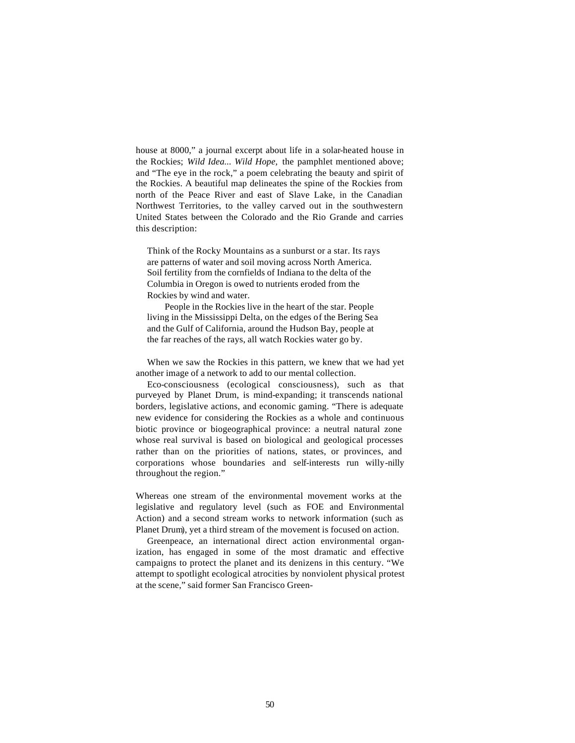house at 8000," a journal excerpt about life in a solar-heated house in the Rockies; *Wild Idea... Wild Hope,* the pamphlet mentioned above; and "The eye in the rock," a poem celebrating the beauty and spirit of the Rockies. A beautiful map delineates the spine of the Rockies from north of the Peace River and east of Slave Lake, in the Canadian Northwest Territories, to the valley carved out in the southwestern United States between the Colorado and the Rio Grande and carries this description:

> Think of the Rocky Mountains as a sunburst or a star. Its rays are patterns of water and soil moving across North America. Soil fertility from the cornfields of Indiana to the delta of the Columbia in Oregon is owed to nutrients eroded from the Rockies by wind and water.
>
> People in the Rockies live in the heart of the star. People living in the Mississippi Delta, on the edges of the Bering Sea and the Gulf of California, around the Hudson Bay, people at the far reaches of the rays, all watch Rockies water go by.

When we saw the Rockies in this pattern, we knew that we had yet another image of a network to add to our mental collection.

Eco-consciousness (ecological consciousness), such as that purveyed by Planet Drum, is mind-expanding; it transcends national borders, legislative actions, and economic gaming. "There is adequate new evidence for considering the Rockies as a whole and continuous biotic province or biogeographical province: a neutral natural zone whose real survival is based on biological and geological processes rather than on the priorities of nations, states, or provinces, and corporations whose boundaries and self-interests run willy-nilly throughout the region."

Whereas one stream of the environmental movement works at the legislative and regulatory level (such as FOE and Environmental Action) and a second stream works to network information (such as Planet Drum), yet a third stream of the movement is focused on action.

Greenpeace, an international direct action environmental organization, has engaged in some of the most dramatic and effective campaigns to protect the planet and its denizens in this century. "We attempt to spotlight ecological atrocities by nonviolent physical protest at the scene," said former San Francisco Green-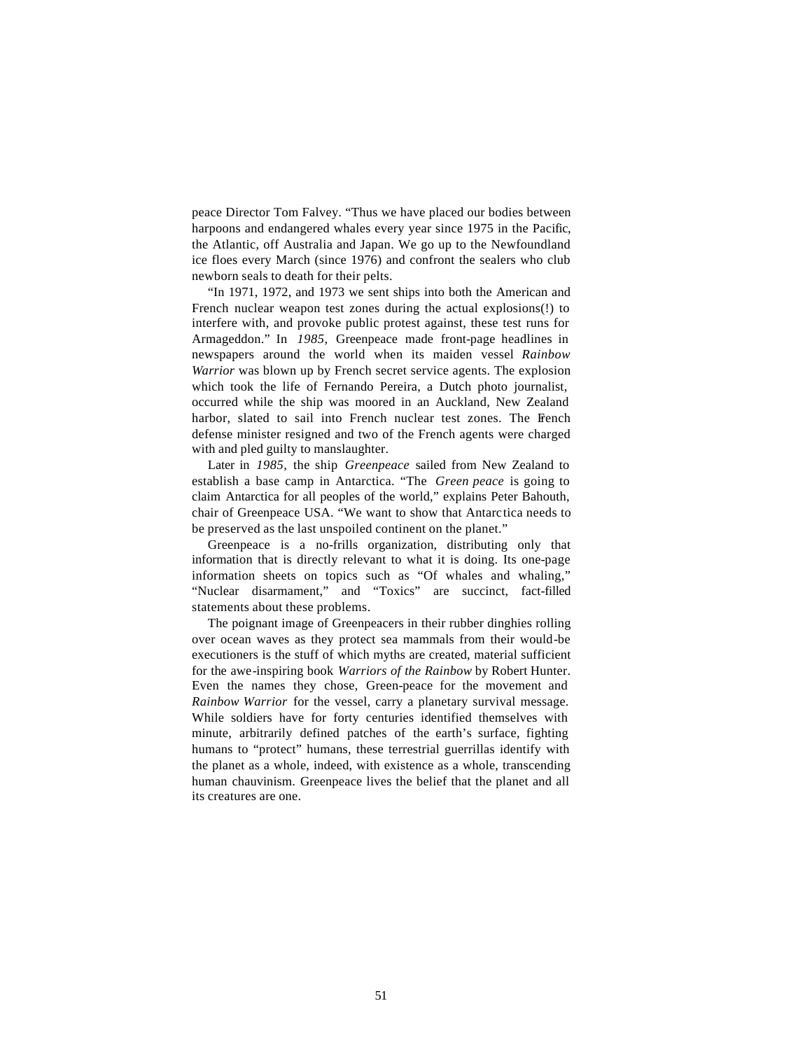peace Director Tom Falvey. "Thus we have placed our bodies between harpoons and endangered whales every year since 1975 in the Pacific, the Atlantic, off Australia and Japan. We go up to the Newfoundland ice floes every March (since 1976) and confront the sealers who club newborn seals to death for their pelts.

"In 1971, 1972, and 1973 we sent ships into both the American and French nuclear weapon test zones during the actual explosions(!) to interfere with, and provoke public protest against, these test runs for Armageddon." In *1985,* Greenpeace made front-page headlines in newspapers around the world when its maiden vessel *Rainbow Warrior* was blown up by French secret service agents. The explosion which took the life of Fernando Pereira, a Dutch photo journalist, occurred while the ship was moored in an Auckland, New Zealand harbor, slated to sail into French nuclear test zones. The French defense minister resigned and two of the French agents were charged with and pled guilty to manslaughter.

Later in *1985,* the ship *Greenpeace* sailed from New Zealand to establish a base camp in Antarctica. "The *Green peace* is going to claim Antarctica for all peoples of the world," explains Peter Bahouth, chair of Greenpeace USA. "We want to show that Antarctica needs to be preserved as the last unspoiled continent on the planet."

Greenpeace is a no-frills organization, distributing only that information that is directly relevant to what it is doing. Its one-page information sheets on topics such as "Of whales and whaling," "Nuclear disarmament," and "Toxics" are succinct, fact-filled statements about these problems.

The poignant image of Greenpeacers in their rubber dinghies rolling over ocean waves as they protect sea mammals from their would-be executioners is the stuff of which myths are created, material sufficient for the awe-inspiring book *Warriors of the Rainbow* by Robert Hunter. Even the names they chose, Green-peace for the movement and *Rainbow Warrior* for the vessel, carry a planetary survival message. While soldiers have for forty centuries identified themselves with minute, arbitrarily defined patches of the earth's surface, fighting humans to "protect" humans, these terrestrial guerrillas identify with the planet as a whole, indeed, with existence as a whole, transcending human chauvinism. Greenpeace lives the belief that the planet and all its creatures are one.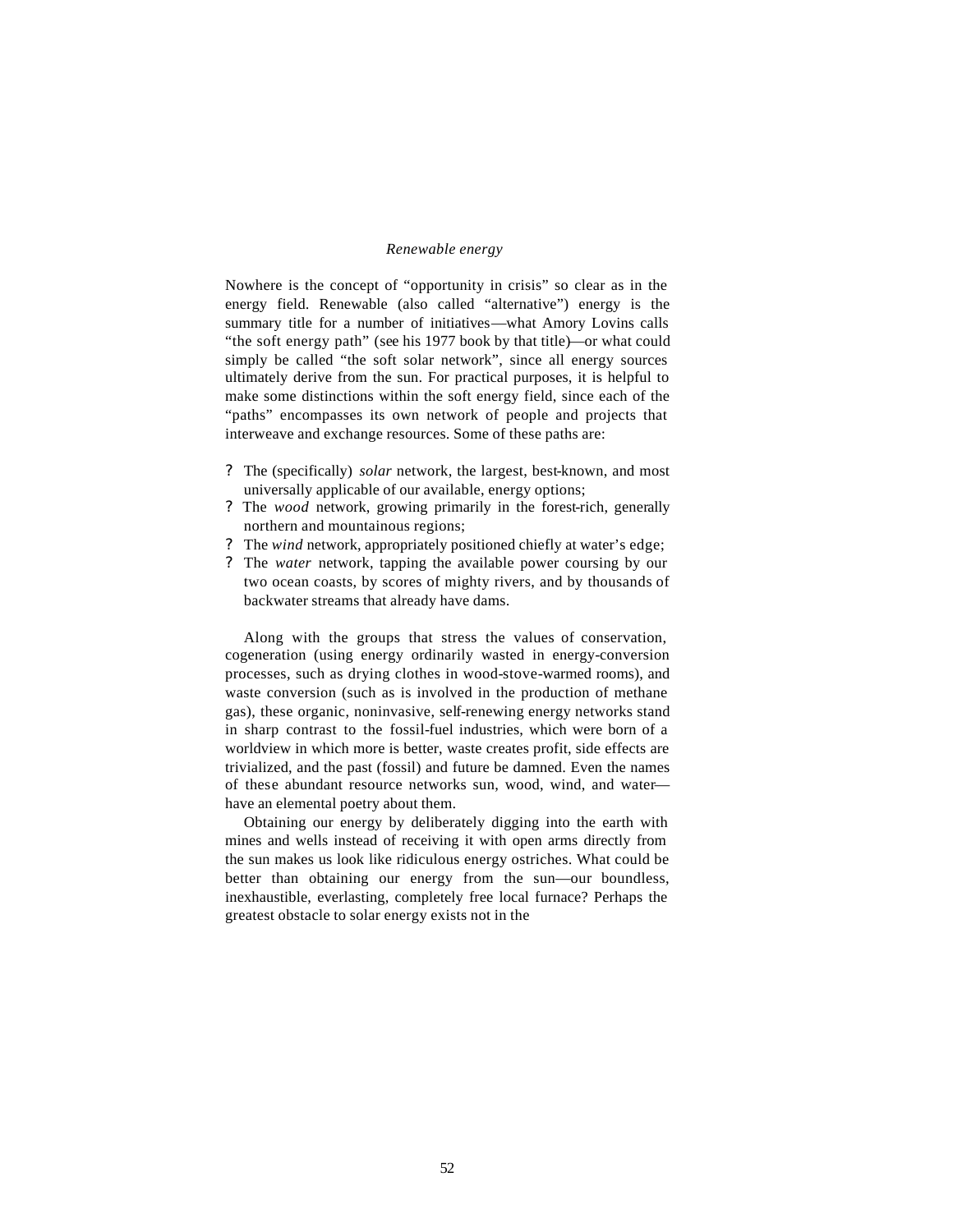*Renewable energy*

Nowhere is the concept of "opportunity in crisis" so clear as in the energy field. Renewable (also called "alternative") energy is the summary title for a number of initiatives—what Amory Lovins calls "the soft energy path" (see his 1977 book by that title)—or what could simply be called "the soft solar network", since all energy sources ultimately derive from the sun. For practical purposes, it is helpful to make some distinctions within the soft energy field, since each of the "paths" encompasses its own network of people and projects that interweave and exchange resources. Some of these paths are:

- The (specifically) *solar* network, the largest, best-known, and most universally applicable of our available, energy options;
- The *wood* network, growing primarily in the forest-rich, generally northern and mountainous regions;
- The *wind* network, appropriately positioned chiefly at water's edge;
- The *water* network, tapping the available power coursing by our two ocean coasts, by scores of mighty rivers, and by thousands of backwater streams that already have dams.

Along with the groups that stress the values of conservation, cogeneration (using energy ordinarily wasted in energy-conversion processes, such as drying clothes in wood-stove-warmed rooms), and waste conversion (such as is involved in the production of methane gas), these organic, noninvasive, self-renewing energy networks stand in sharp contrast to the fossil-fuel industries, which were born of a worldview in which more is better, waste creates profit, side effects are trivialized, and the past (fossil) and future be damned. Even the names of these abundant resource networks sun, wood, wind, and water—have an elemental poetry about them.

Obtaining our energy by deliberately digging into the earth with mines and wells instead of receiving it with open arms directly from the sun makes us look like ridiculous energy ostriches. What could be better than obtaining our energy from the sun—our boundless, inexhaustible, everlasting, completely free local furnace? Perhaps the greatest obstacle to solar energy exists not in the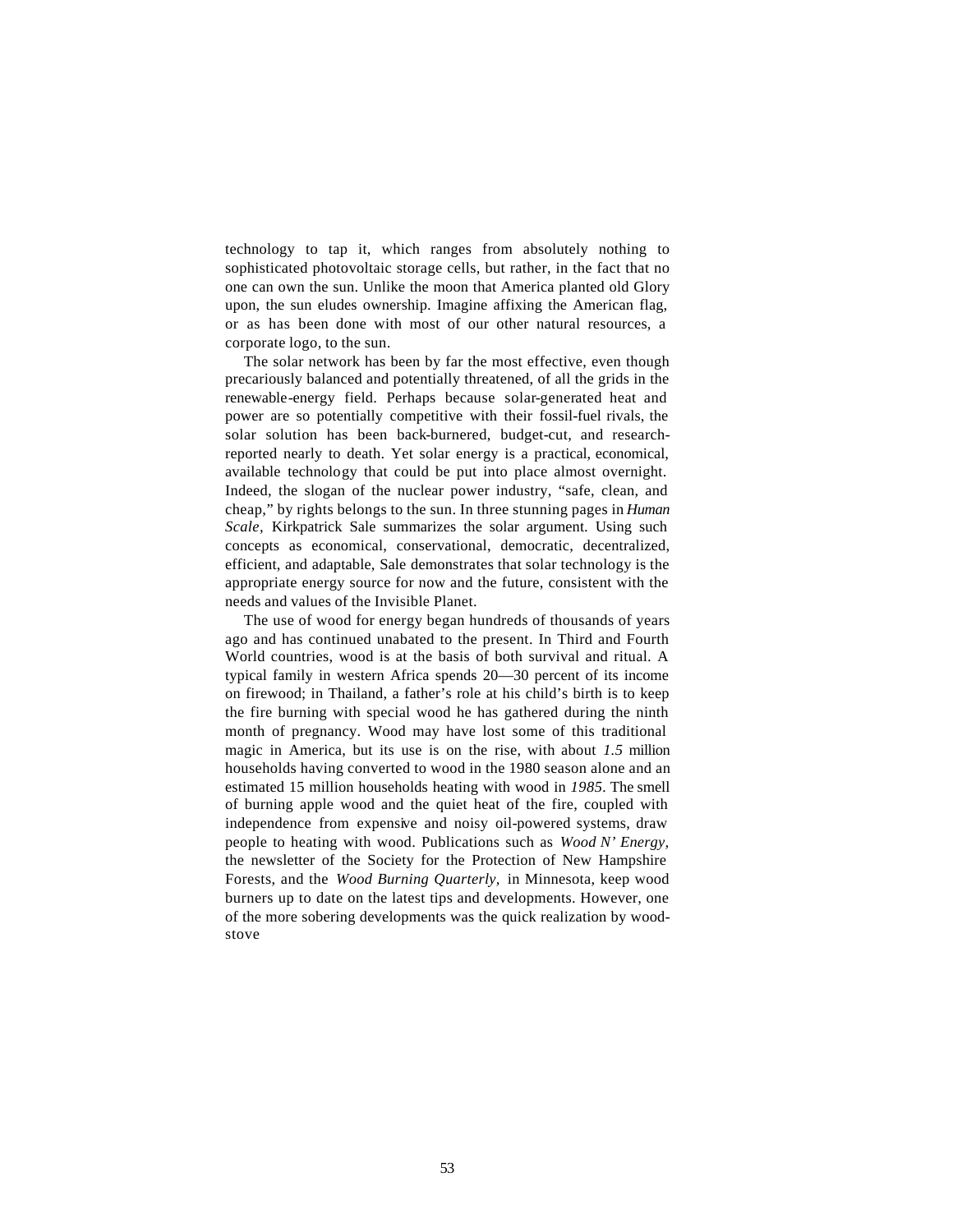technology to tap it, which ranges from absolutely nothing to sophisticated photovoltaic storage cells, but rather, in the fact that no one can own the sun. Unlike the moon that America planted old Glory upon, the sun eludes ownership. Imagine affixing the American flag, or as has been done with most of our other natural resources, a corporate logo, to the sun.

The solar network has been by far the most effective, even though precariously balanced and potentially threatened, of all the grids in the renewable-energy field. Perhaps because solar-generated heat and power are so potentially competitive with their fossil-fuel rivals, the solar solution has been back-burnered, budget-cut, and research-reported nearly to death. Yet solar energy is a practical, economical, available technology that could be put into place almost overnight. Indeed, the slogan of the nuclear power industry, "safe, clean, and cheap," by rights belongs to the sun. In three stunning pages in *Human Scale*, Kirkpatrick Sale summarizes the solar argument. Using such concepts as economical, conservational, democratic, decentralized, efficient, and adaptable, Sale demonstrates that solar technology is the appropriate energy source for now and the future, consistent with the needs and values of the Invisible Planet.

The use of wood for energy began hundreds of thousands of years ago and has continued unabated to the present. In Third and Fourth World countries, wood is at the basis of both survival and ritual. A typical family in western Africa spends 20—30 percent of its income on firewood; in Thailand, a father's role at his child's birth is to keep the fire burning with special wood he has gathered during the ninth month of pregnancy. Wood may have lost some of this traditional magic in America, but its use is on the rise, with about *1.5* million households having converted to wood in the 1980 season alone and an estimated 15 million households heating with wood in *1985*. The smell of burning apple wood and the quiet heat of the fire, coupled with independence from expensive and noisy oil-powered systems, draw people to heating with wood. Publications such as *Wood N' Energy*, the newsletter of the Society for the Protection of New Hampshire Forests, and the *Wood Burning Quarterly*, in Minnesota, keep wood burners up to date on the latest tips and developments. However, one of the more sobering developments was the quick realization by wood-stove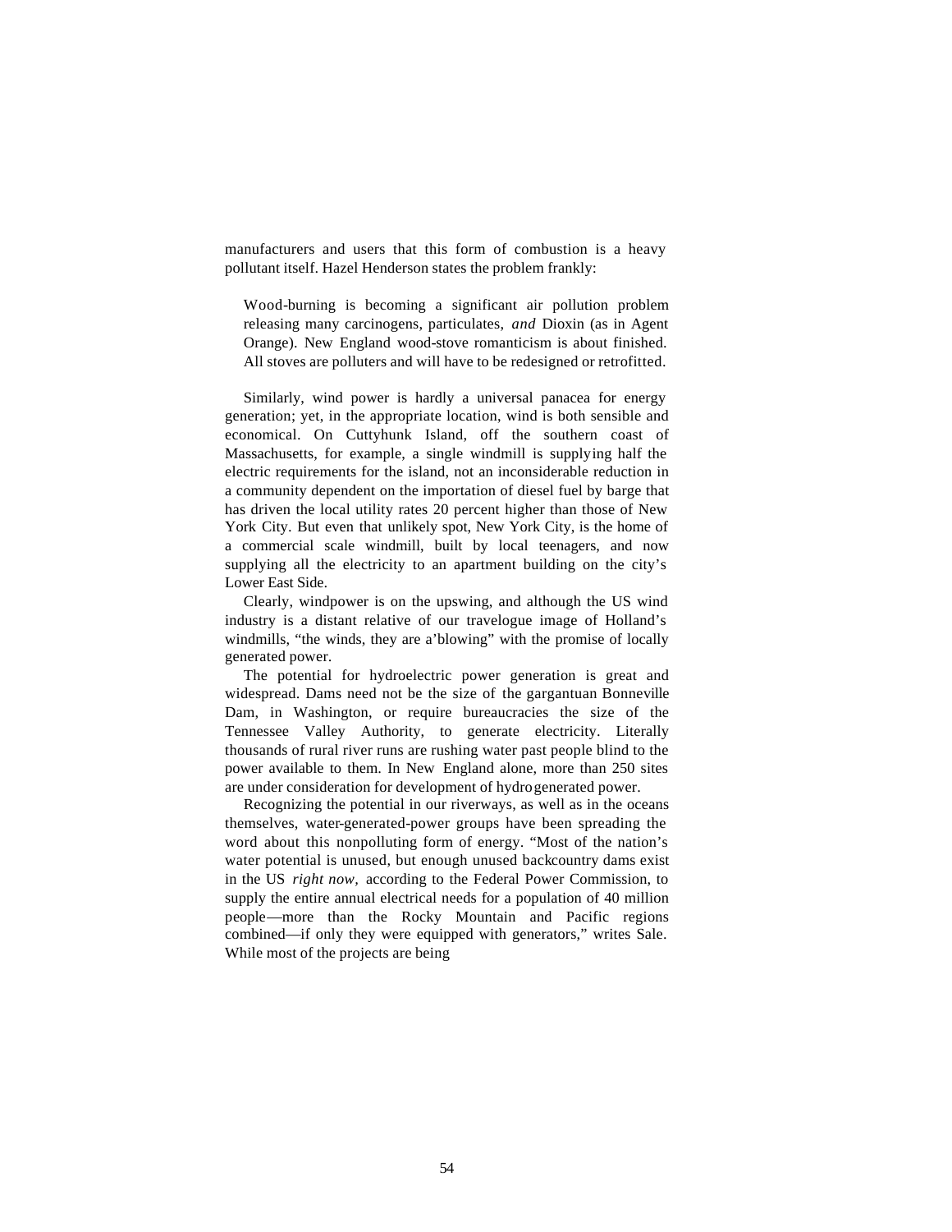manufacturers and users that this form of combustion is a heavy pollutant itself. Hazel Henderson states the problem frankly:

> Wood-burning is becoming a significant air pollution problem releasing many carcinogens, particulates, *and* Dioxin (as in Agent Orange). New England wood-stove romanticism is about finished. All stoves are polluters and will have to be redesigned or retrofitted.

Similarly, wind power is hardly a universal panacea for energy generation; yet, in the appropriate location, wind is both sensible and economical. On Cuttyhunk Island, off the southern coast of Massachusetts, for example, a single windmill is supplying half the electric requirements for the island, not an inconsiderable reduction in a community dependent on the importation of diesel fuel by barge that has driven the local utility rates 20 percent higher than those of New York City. But even that unlikely spot, New York City, is the home of a commercial scale windmill, built by local teenagers, and now supplying all the electricity to an apartment building on the city's Lower East Side.

Clearly, windpower is on the upswing, and although the US wind industry is a distant relative of our travelogue image of Holland's windmills, "the winds, they are a'blowing" with the promise of locally generated power.

The potential for hydroelectric power generation is great and widespread. Dams need not be the size of the gargantuan Bonneville Dam, in Washington, or require bureaucracies the size of the Tennessee Valley Authority, to generate electricity. Literally thousands of rural river runs are rushing water past people blind to the power available to them. In New England alone, more than 250 sites are under consideration for development of hydrogenerated power.

Recognizing the potential in our riverways, as well as in the oceans themselves, water-generated-power groups have been spreading the word about this nonpolluting form of energy. "Most of the nation's water potential is unused, but enough unused backcountry dams exist in the US *right now,* according to the Federal Power Commission, to supply the entire annual electrical needs for a population of 40 million people—more than the Rocky Mountain and Pacific regions combined—if only they were equipped with generators," writes Sale. While most of the projects are being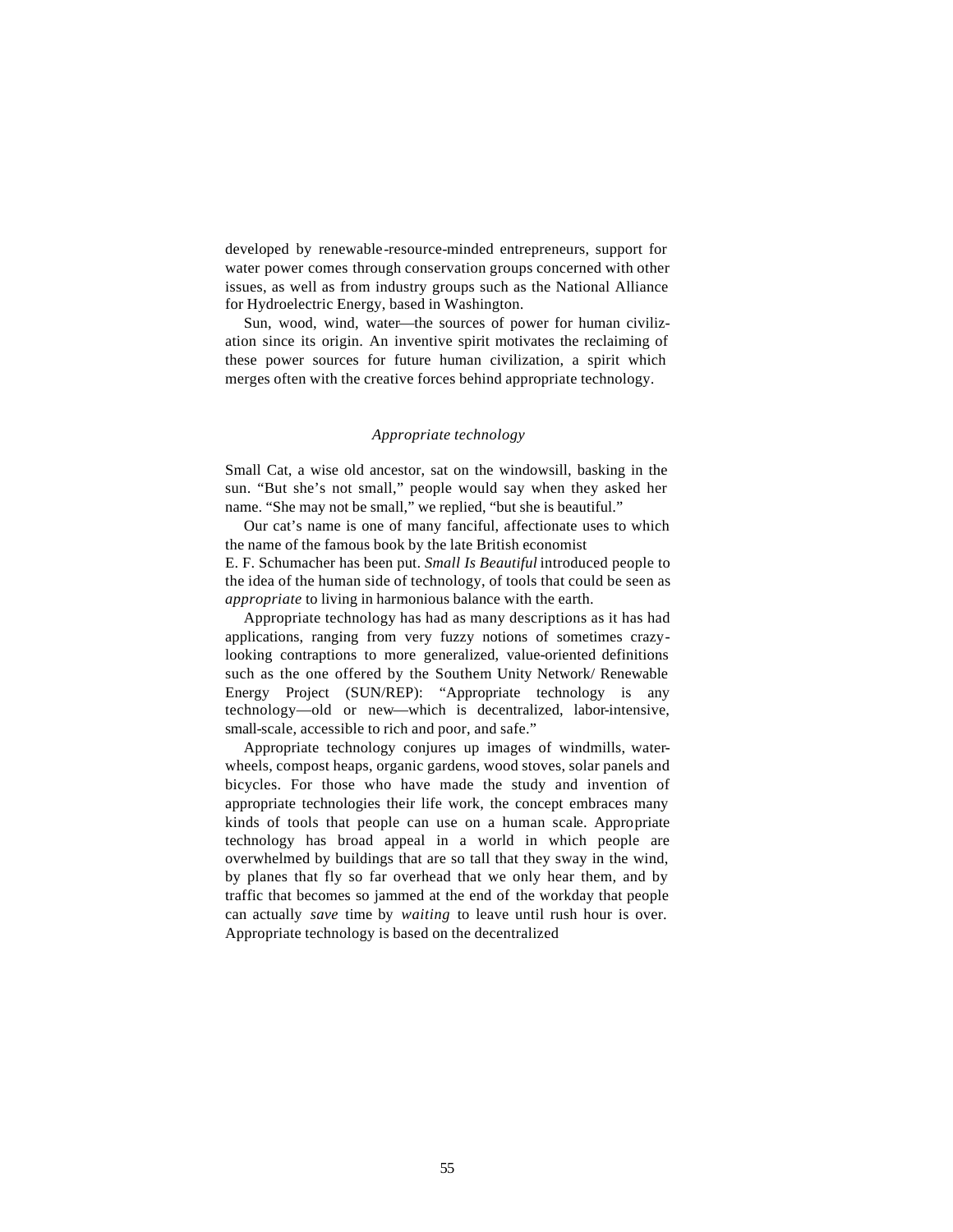developed by renewable-resource-minded entrepreneurs, support for water power comes through conservation groups concerned with other issues, as well as from industry groups such as the National Alliance for Hydroelectric Energy, based in Washington.

Sun, wood, wind, water—the sources of power for human civilization since its origin. An inventive spirit motivates the reclaiming of these power sources for future human civilization, a spirit which merges often with the creative forces behind appropriate technology.

### *Appropriate technology*

Small Cat, a wise old ancestor, sat on the windowsill, basking in the sun. "But she's not small," people would say when they asked her name. "She may not be small," we replied, "but she is beautiful."

Our cat's name is one of many fanciful, affectionate uses to which the name of the famous book by the late British economist E. F. Schumacher has been put. *Small Is Beautiful* introduced people to the idea of the human side of technology, of tools that could be seen as *appropriate* to living in harmonious balance with the earth.

Appropriate technology has had as many descriptions as it has had applications, ranging from very fuzzy notions of sometimes crazy-looking contraptions to more generalized, value-oriented definitions such as the one offered by the Southern Unity Network/ Renewable Energy Project (SUN/REP): "Appropriate technology is any technology—old or new—which is decentralized, labor-intensive, small-scale, accessible to rich and poor, and safe."

Appropriate technology conjures up images of windmills, waterwheels, compost heaps, organic gardens, wood stoves, solar panels and bicycles. For those who have made the study and invention of appropriate technologies their life work, the concept embraces many kinds of tools that people can use on a human scale. Appropriate technology has broad appeal in a world in which people are overwhelmed by buildings that are so tall that they sway in the wind, by planes that fly so far overhead that we only hear them, and by traffic that becomes so jammed at the end of the workday that people can actually *save* time by *waiting* to leave until rush hour is over. Appropriate technology is based on the decentralized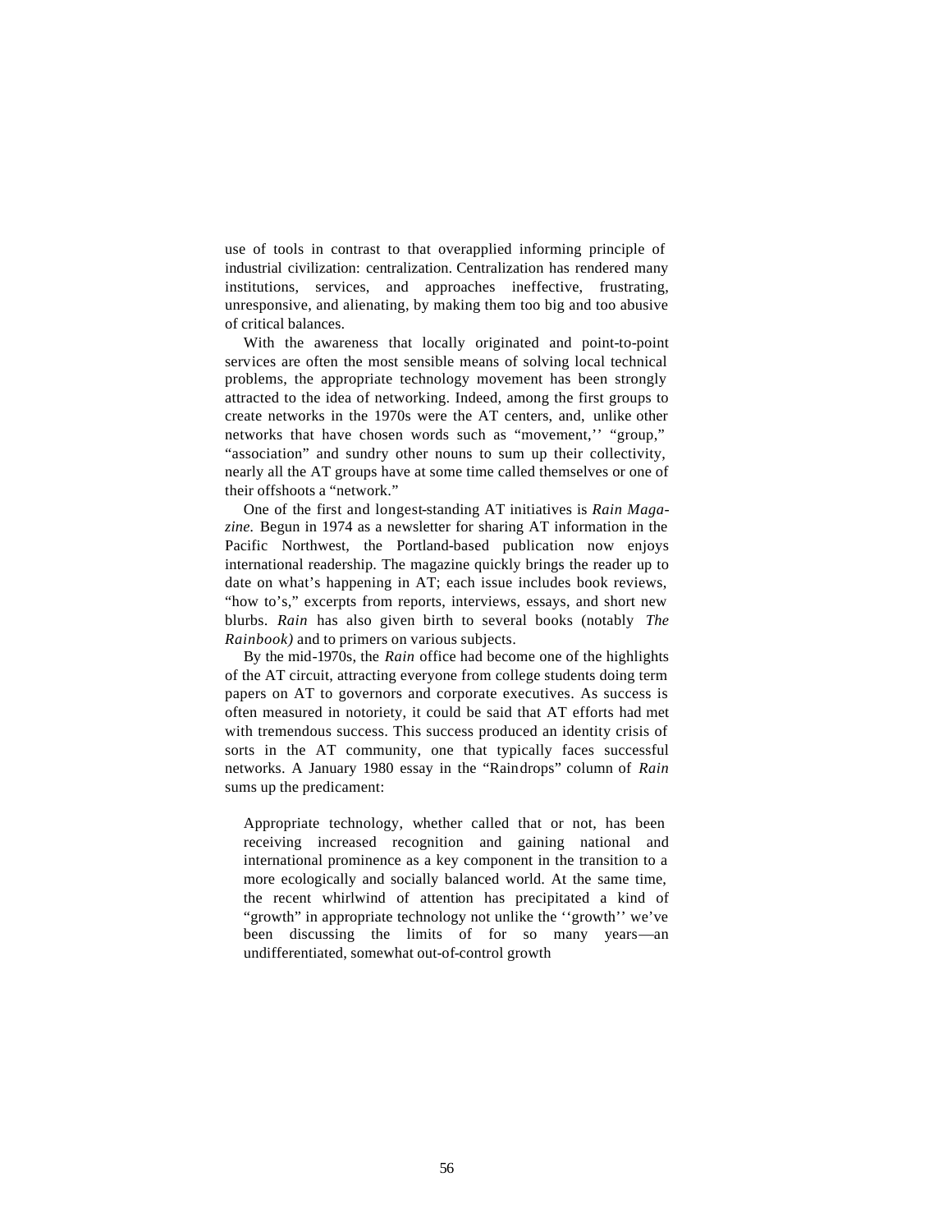use of tools in contrast to that overapplied informing principle of industrial civilization: centralization. Centralization has rendered many institutions, services, and approaches ineffective, frustrating, unresponsive, and alienating, by making them too big and too abusive of critical balances.

With the awareness that locally originated and point-to-point services are often the most sensible means of solving local technical problems, the appropriate technology movement has been strongly attracted to the idea of networking. Indeed, among the first groups to create networks in the 1970s were the AT centers, and, unlike other networks that have chosen words such as "movement,'' "group," "association" and sundry other nouns to sum up their collectivity, nearly all the AT groups have at some time called themselves or one of their offshoots a "network."

One of the first and longest-standing AT initiatives is *Rain Magazine.* Begun in 1974 as a newsletter for sharing AT information in the Pacific Northwest, the Portland-based publication now enjoys international readership. The magazine quickly brings the reader up to date on what's happening in AT; each issue includes book reviews, "how to's," excerpts from reports, interviews, essays, and short new blurbs. *Rain* has also given birth to several books (notably *The Rainbook)* and to primers on various subjects.

By the mid-1970s, the *Rain* office had become one of the highlights of the AT circuit, attracting everyone from college students doing term papers on AT to governors and corporate executives. As success is often measured in notoriety, it could be said that AT efforts had met with tremendous success. This success produced an identity crisis of sorts in the AT community, one that typically faces successful networks. A January 1980 essay in the "Raindrops" column of *Rain* sums up the predicament:

> Appropriate technology, whether called that or not, has been receiving increased recognition and gaining national and international prominence as a key component in the transition to a more ecologically and socially balanced world. At the same time, the recent whirlwind of attention has precipitated a kind of "growth" in appropriate technology not unlike the ''growth'' we've been discussing the limits of for so many years—an undifferentiated, somewhat out-of-control growth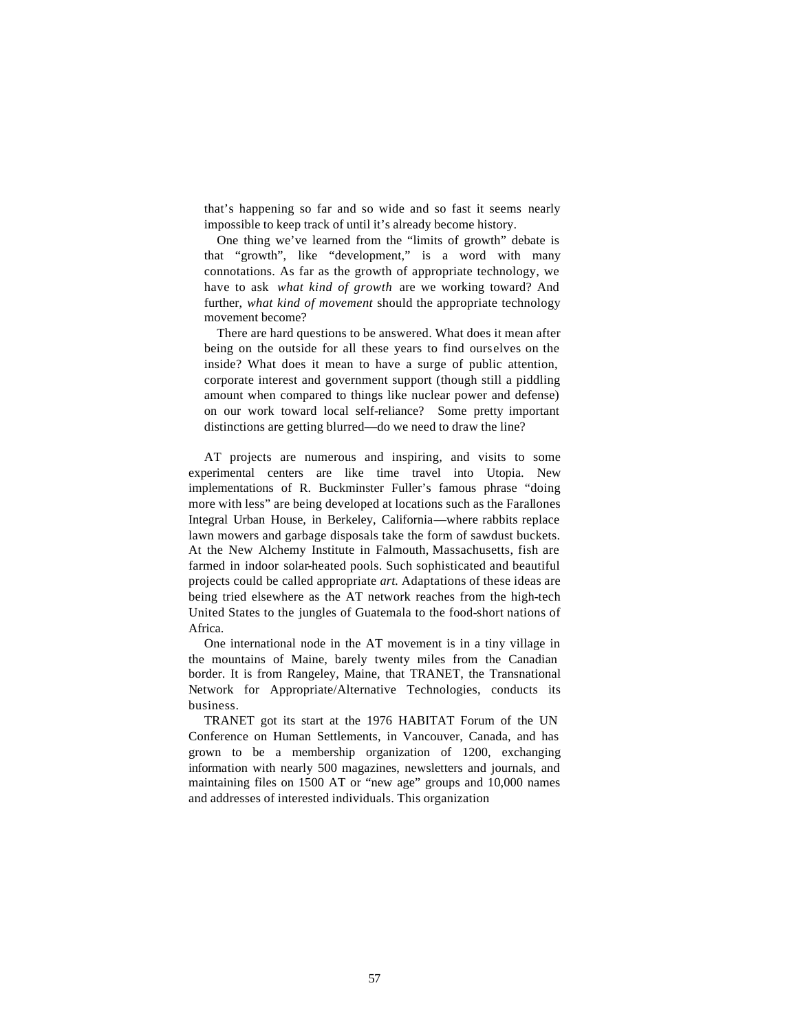that's happening so far and so wide and so fast it seems nearly impossible to keep track of until it's already become history.

One thing we've learned from the "limits of growth" debate is that "growth", like "development," is a word with many connotations. As far as the growth of appropriate technology, we have to ask *what kind of growth* are we working toward? And further, *what kind of movement* should the appropriate technology movement become?

There are hard questions to be answered. What does it mean after being on the outside for all these years to find ourselves on the inside? What does it mean to have a surge of public attention, corporate interest and government support (though still a piddling amount when compared to things like nuclear power and defense) on our work toward local self-reliance? Some pretty important distinctions are getting blurred—do we need to draw the line?

AT projects are numerous and inspiring, and visits to some experimental centers are like time travel into Utopia. New implementations of R. Buckminster Fuller's famous phrase "doing more with less" are being developed at locations such as the Farallones Integral Urban House, in Berkeley, California—where rabbits replace lawn mowers and garbage disposals take the form of sawdust buckets. At the New Alchemy Institute in Falmouth, Massachusetts, fish are farmed in indoor solar-heated pools. Such sophisticated and beautiful projects could be called appropriate *art.* Adaptations of these ideas are being tried elsewhere as the AT network reaches from the high-tech United States to the jungles of Guatemala to the food-short nations of Africa.

One international node in the AT movement is in a tiny village in the mountains of Maine, barely twenty miles from the Canadian border. It is from Rangeley, Maine, that TRANET, the Transnational Network for Appropriate/Alternative Technologies, conducts its business.

TRANET got its start at the 1976 HABITAT Forum of the UN Conference on Human Settlements, in Vancouver, Canada, and has grown to be a membership organization of 1200, exchanging information with nearly 500 magazines, newsletters and journals, and maintaining files on 1500 AT or "new age" groups and 10,000 names and addresses of interested individuals. This organization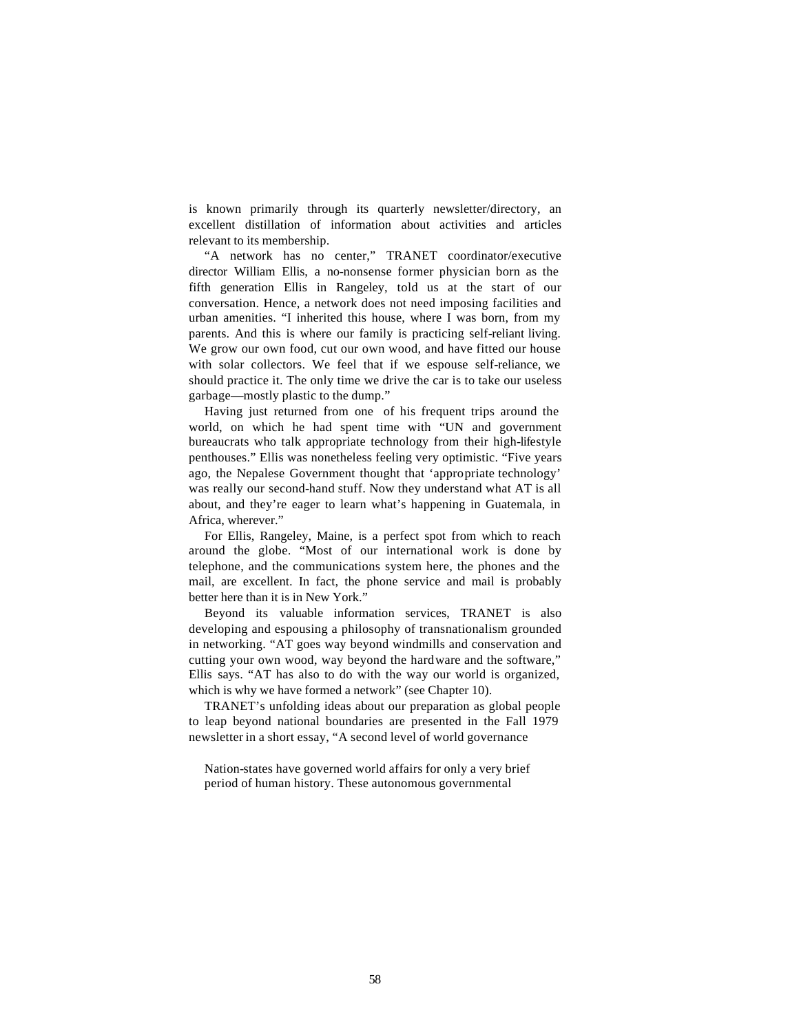is known primarily through its quarterly newsletter/directory, an excellent distillation of information about activities and articles relevant to its membership.

"A network has no center," TRANET coordinator/executive director William Ellis, a no-nonsense former physician born as the fifth generation Ellis in Rangeley, told us at the start of our conversation. Hence, a network does not need imposing facilities and urban amenities. "I inherited this house, where I was born, from my parents. And this is where our family is practicing self-reliant living. We grow our own food, cut our own wood, and have fitted our house with solar collectors. We feel that if we espouse self-reliance, we should practice it. The only time we drive the car is to take our useless garbage—mostly plastic to the dump."

Having just returned from one of his frequent trips around the world, on which he had spent time with "UN and government bureaucrats who talk appropriate technology from their high-lifestyle penthouses." Ellis was nonetheless feeling very optimistic. "Five years ago, the Nepalese Government thought that 'appropriate technology' was really our second-hand stuff. Now they understand what AT is all about, and they're eager to learn what's happening in Guatemala, in Africa, wherever."

For Ellis, Rangeley, Maine, is a perfect spot from which to reach around the globe. "Most of our international work is done by telephone, and the communications system here, the phones and the mail, are excellent. In fact, the phone service and mail is probably better here than it is in New York."

Beyond its valuable information services, TRANET is also developing and espousing a philosophy of transnationalism grounded in networking. "AT goes way beyond windmills and conservation and cutting your own wood, way beyond the hardware and the software," Ellis says. "AT has also to do with the way our world is organized, which is why we have formed a network" (see Chapter 10).

TRANET's unfolding ideas about our preparation as global people to leap beyond national boundaries are presented in the Fall 1979 newsletter in a short essay, "A second level of world governance

> Nation-states have governed world affairs for only a very brief period of human history. These autonomous governmental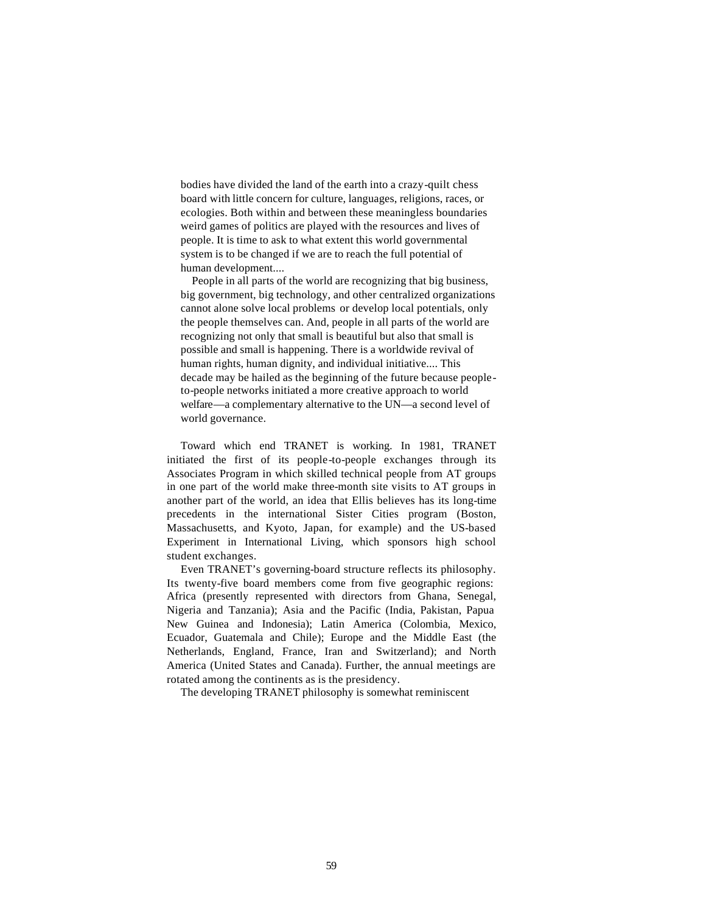> bodies have divided the land of the earth into a crazy-quilt chess board with little concern for culture, languages, religions, races, or ecologies. Both within and between these meaningless boundaries weird games of politics are played with the resources and lives of people. It is time to ask to what extent this world governmental system is to be changed if we are to reach the full potential of human development....
>
> People in all parts of the world are recognizing that big business, big government, big technology, and other centralized organizations cannot alone solve local problems or develop local potentials, only the people themselves can. And, people in all parts of the world are recognizing not only that small is beautiful but also that small is possible and small is happening. There is a worldwide revival of human rights, human dignity, and individual initiative.... This decade may be hailed as the beginning of the future because people-to-people networks initiated a more creative approach to world welfare—a complementary alternative to the UN—a second level of world governance.

Toward which end TRANET is working. In 1981, TRANET initiated the first of its people-to-people exchanges through its Associates Program in which skilled technical people from AT groups in one part of the world make three-month site visits to AT groups in another part of the world, an idea that Ellis believes has its long-time precedents in the international Sister Cities program (Boston, Massachusetts, and Kyoto, Japan, for example) and the US-based Experiment in International Living, which sponsors high school student exchanges.

Even TRANET's governing-board structure reflects its philosophy. Its twenty-five board members come from five geographic regions: Africa (presently represented with directors from Ghana, Senegal, Nigeria and Tanzania); Asia and the Pacific (India, Pakistan, Papua New Guinea and Indonesia); Latin America (Colombia, Mexico, Ecuador, Guatemala and Chile); Europe and the Middle East (the Netherlands, England, France, Iran and Switzerland); and North America (United States and Canada). Further, the annual meetings are rotated among the continents as is the presidency.

The developing TRANET philosophy is somewhat reminiscent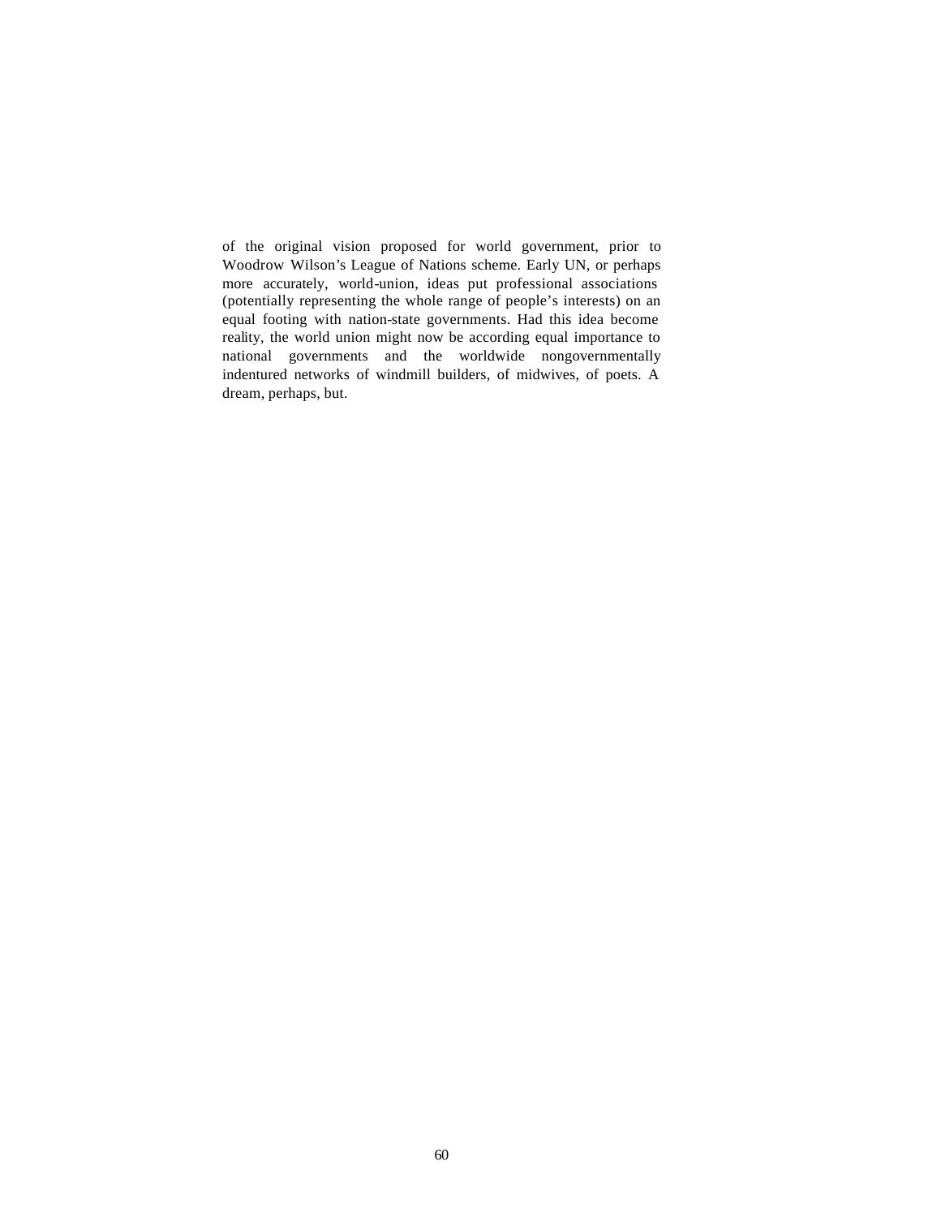of the original vision proposed for world government, prior to Woodrow Wilson's League of Nations scheme. Early UN, or perhaps more accurately, world-union, ideas put professional associations (potentially representing the whole range of people's interests) on an equal footing with nation-state governments. Had this idea become reality, the world union might now be according equal importance to national governments and the worldwide nongovernmentally indentured networks of windmill builders, of midwives, of poets. A dream, perhaps, but.